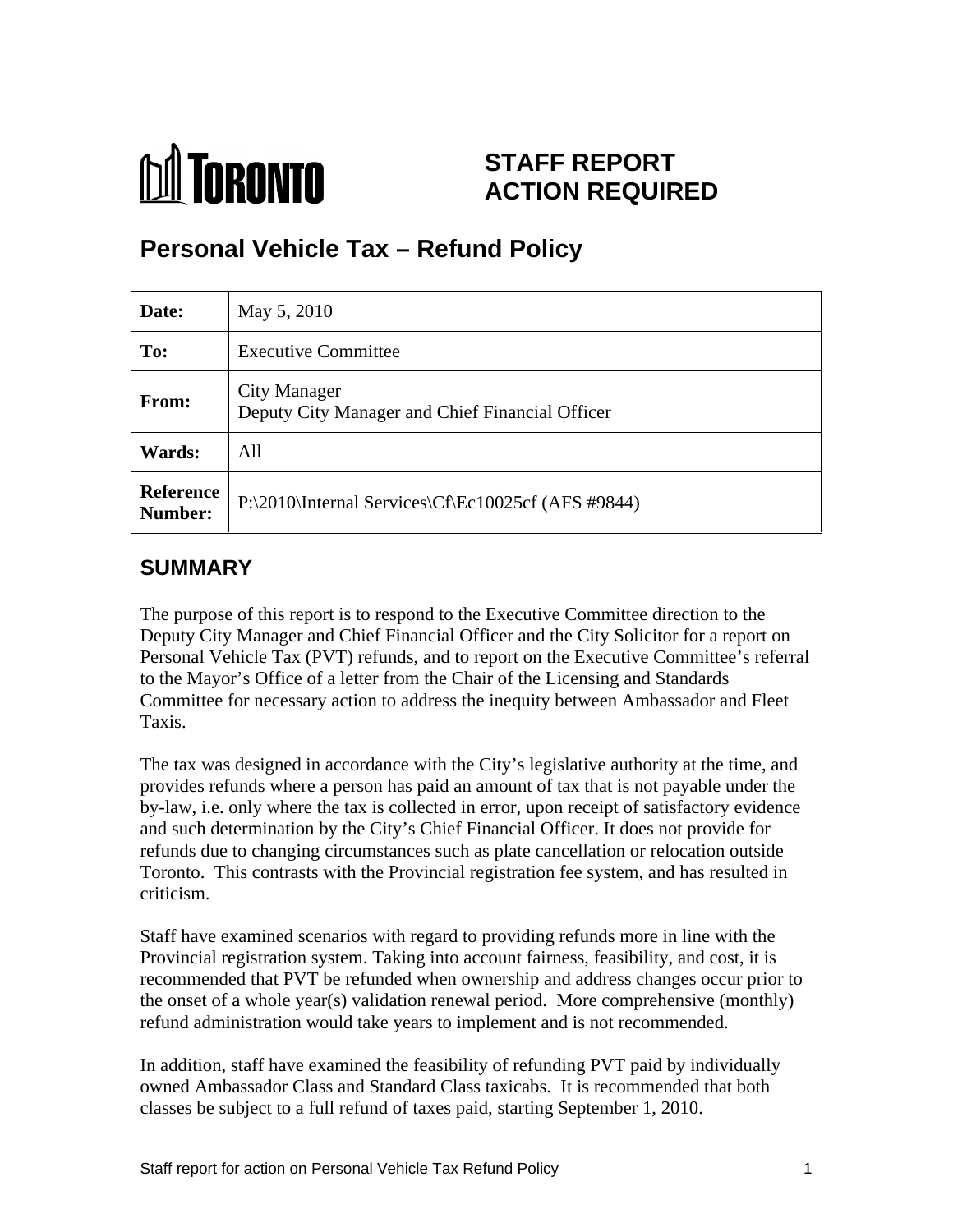TORONTO

# STAFF REPORT ACTION REQUIRED

# Personal Vehicle Tax – Refund Policy

| | |
|---|---|
| **Date:** | May 5, 2010 |
| **To:** | Executive Committee |
| **From:** | City Manager<br>Deputy City Manager and Chief Financial Officer |
| **Wards:** | All |
| **Reference Number:** | P:\2010\Internal Services\Cf\Ec10025cf (AFS #9844) |

## SUMMARY

The purpose of this report is to respond to the Executive Committee direction to the Deputy City Manager and Chief Financial Officer and the City Solicitor for a report on Personal Vehicle Tax (PVT) refunds, and to report on the Executive Committee's referral to the Mayor's Office of a letter from the Chair of the Licensing and Standards Committee for necessary action to address the inequity between Ambassador and Fleet Taxis.

The tax was designed in accordance with the City's legislative authority at the time, and provides refunds where a person has paid an amount of tax that is not payable under the by-law, i.e. only where the tax is collected in error, upon receipt of satisfactory evidence and such determination by the City's Chief Financial Officer. It does not provide for refunds due to changing circumstances such as plate cancellation or relocation outside Toronto. This contrasts with the Provincial registration fee system, and has resulted in criticism.

Staff have examined scenarios with regard to providing refunds more in line with the Provincial registration system. Taking into account fairness, feasibility, and cost, it is recommended that PVT be refunded when ownership and address changes occur prior to the onset of a whole year(s) validation renewal period. More comprehensive (monthly) refund administration would take years to implement and is not recommended.

In addition, staff have examined the feasibility of refunding PVT paid by individually owned Ambassador Class and Standard Class taxicabs. It is recommended that both classes be subject to a full refund of taxes paid, starting September 1, 2010.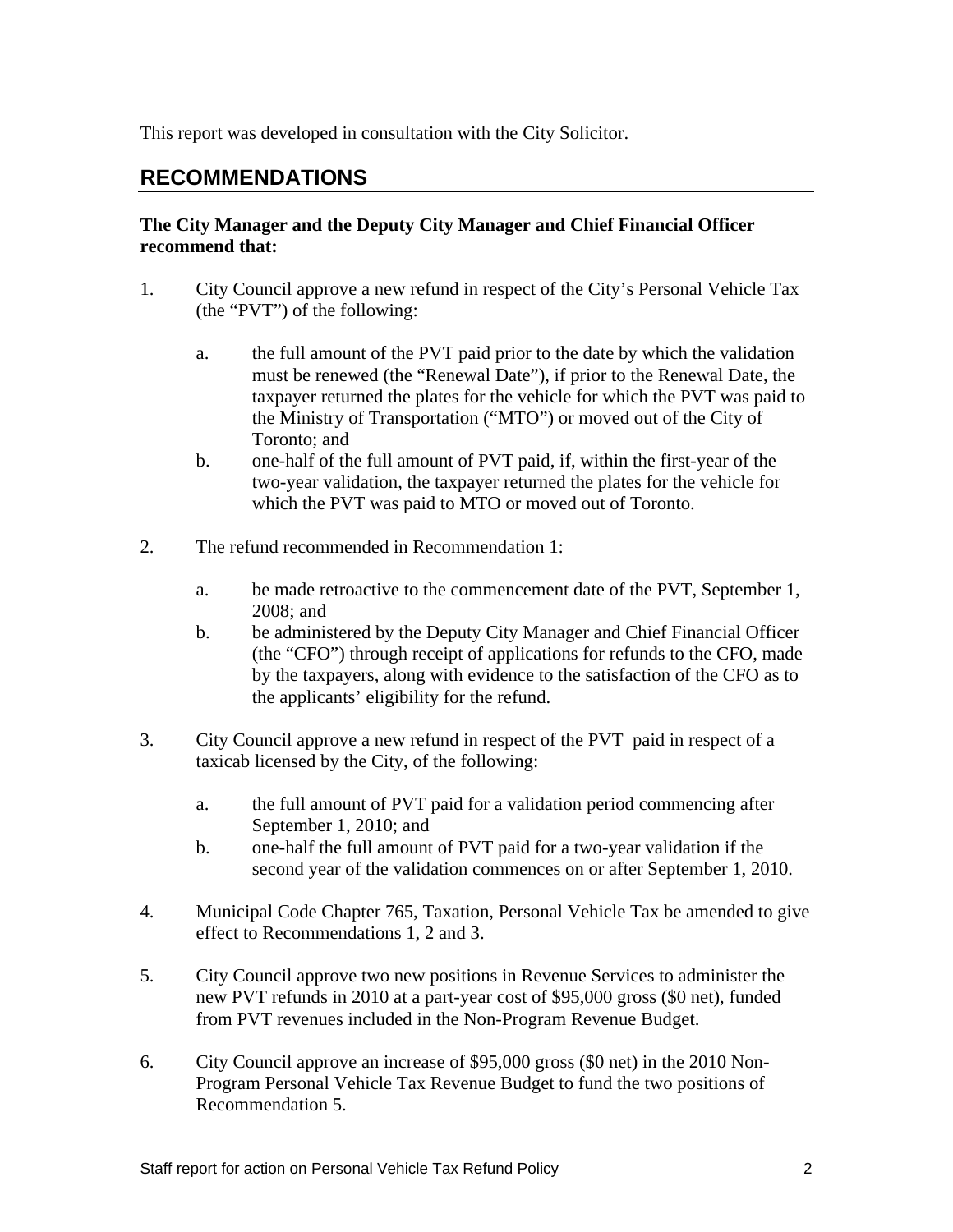This report was developed in consultation with the City Solicitor.

## RECOMMENDATIONS

**The City Manager and the Deputy City Manager and Chief Financial Officer recommend that:**

1. City Council approve a new refund in respect of the City's Personal Vehicle Tax (the "PVT") of the following:

    a. the full amount of the PVT paid prior to the date by which the validation must be renewed (the "Renewal Date"), if prior to the Renewal Date, the taxpayer returned the plates for the vehicle for which the PVT was paid to the Ministry of Transportation ("MTO") or moved out of the City of Toronto; and

    b. one-half of the full amount of PVT paid, if, within the first-year of the two-year validation, the taxpayer returned the plates for the vehicle for which the PVT was paid to MTO or moved out of Toronto.

2. The refund recommended in Recommendation 1:

    a. be made retroactive to the commencement date of the PVT, September 1, 2008; and

    b. be administered by the Deputy City Manager and Chief Financial Officer (the "CFO") through receipt of applications for refunds to the CFO, made by the taxpayers, along with evidence to the satisfaction of the CFO as to the applicants' eligibility for the refund.

3. City Council approve a new refund in respect of the PVT paid in respect of a taxicab licensed by the City, of the following:

    a. the full amount of PVT paid for a validation period commencing after September 1, 2010; and

    b. one-half the full amount of PVT paid for a two-year validation if the second year of the validation commences on or after September 1, 2010.

4. Municipal Code Chapter 765, Taxation, Personal Vehicle Tax be amended to give effect to Recommendations 1, 2 and 3.

5. City Council approve two new positions in Revenue Services to administer the new PVT refunds in 2010 at a part-year cost of $95,000 gross ($0 net), funded from PVT revenues included in the Non-Program Revenue Budget.

6. City Council approve an increase of $95,000 gross ($0 net) in the 2010 Non-Program Personal Vehicle Tax Revenue Budget to fund the two positions of Recommendation 5.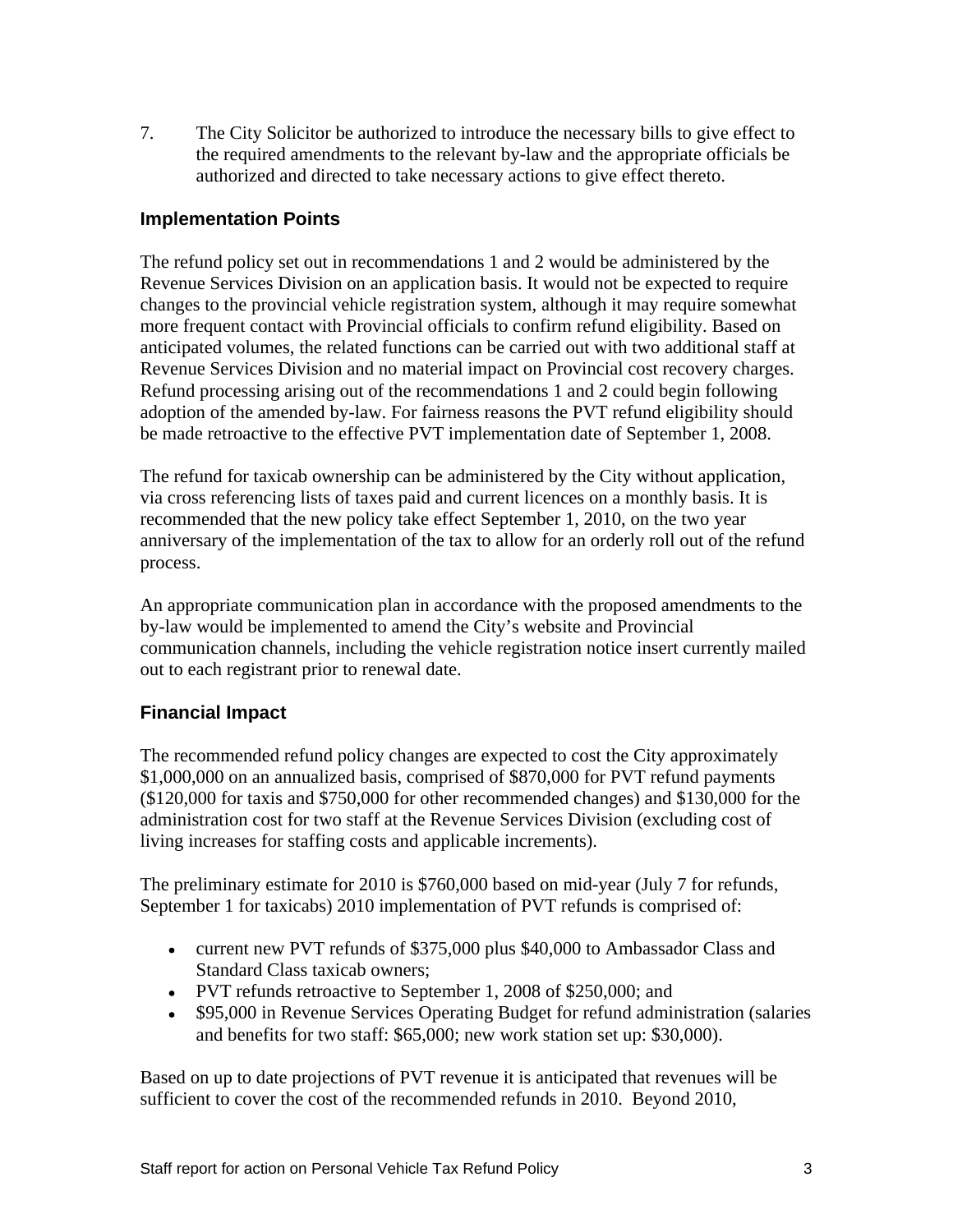7. The City Solicitor be authorized to introduce the necessary bills to give effect to the required amendments to the relevant by-law and the appropriate officials be authorized and directed to take necessary actions to give effect thereto.

## Implementation Points

The refund policy set out in recommendations 1 and 2 would be administered by the Revenue Services Division on an application basis. It would not be expected to require changes to the provincial vehicle registration system, although it may require somewhat more frequent contact with Provincial officials to confirm refund eligibility. Based on anticipated volumes, the related functions can be carried out with two additional staff at Revenue Services Division and no material impact on Provincial cost recovery charges. Refund processing arising out of the recommendations 1 and 2 could begin following adoption of the amended by-law. For fairness reasons the PVT refund eligibility should be made retroactive to the effective PVT implementation date of September 1, 2008.

The refund for taxicab ownership can be administered by the City without application, via cross referencing lists of taxes paid and current licences on a monthly basis. It is recommended that the new policy take effect September 1, 2010, on the two year anniversary of the implementation of the tax to allow for an orderly roll out of the refund process.

An appropriate communication plan in accordance with the proposed amendments to the by-law would be implemented to amend the City's website and Provincial communication channels, including the vehicle registration notice insert currently mailed out to each registrant prior to renewal date.

## Financial Impact

The recommended refund policy changes are expected to cost the City approximately $1,000,000 on an annualized basis, comprised of $870,000 for PVT refund payments ($120,000 for taxis and $750,000 for other recommended changes) and $130,000 for the administration cost for two staff at the Revenue Services Division (excluding cost of living increases for staffing costs and applicable increments).

The preliminary estimate for 2010 is $760,000 based on mid-year (July 7 for refunds, September 1 for taxicabs) 2010 implementation of PVT refunds is comprised of:

- current new PVT refunds of $375,000 plus $40,000 to Ambassador Class and Standard Class taxicab owners;
- PVT refunds retroactive to September 1, 2008 of $250,000; and
- $95,000 in Revenue Services Operating Budget for refund administration (salaries and benefits for two staff: $65,000; new work station set up: $30,000).

Based on up to date projections of PVT revenue it is anticipated that revenues will be sufficient to cover the cost of the recommended refunds in 2010. Beyond 2010,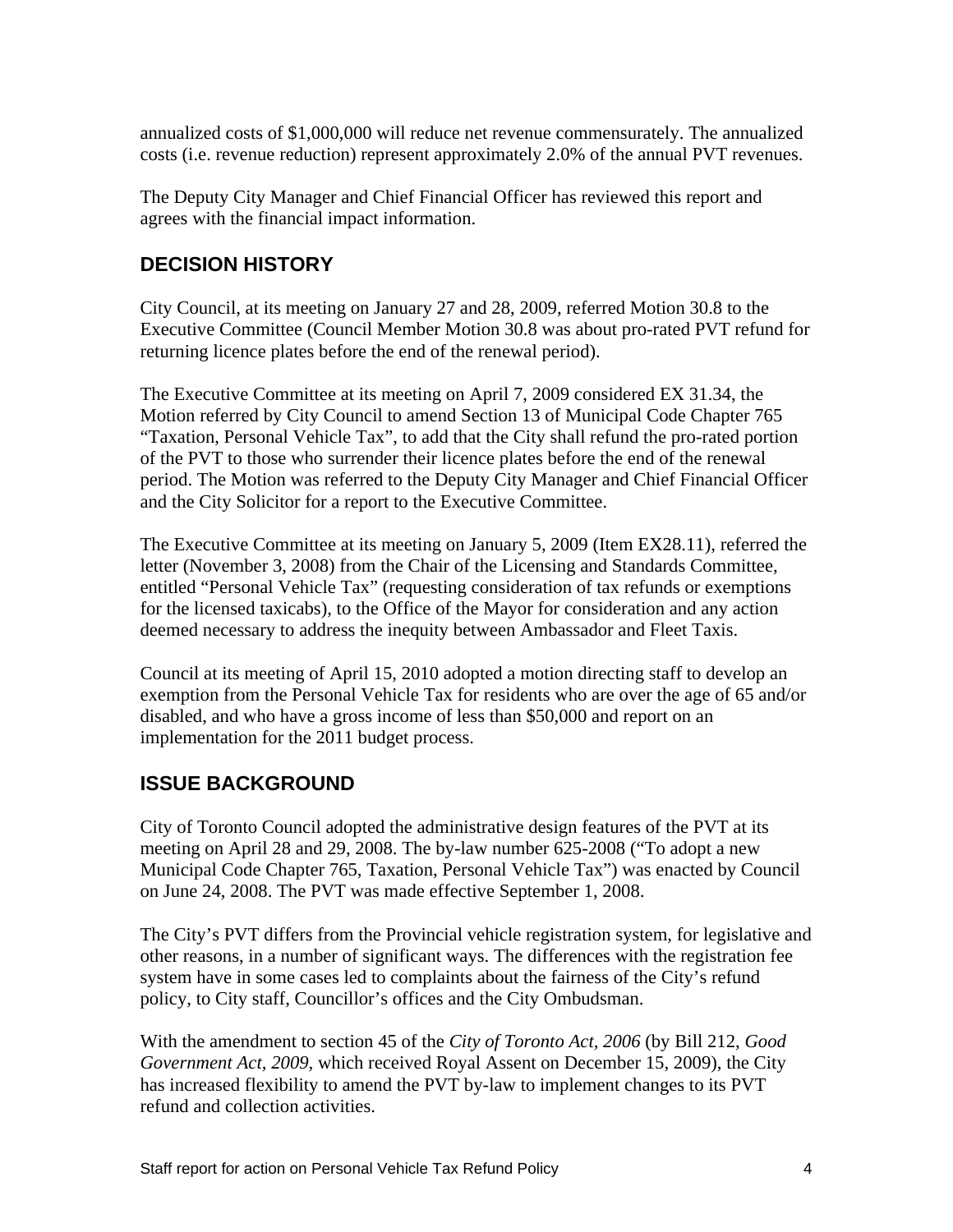annualized costs of $1,000,000 will reduce net revenue commensurately. The annualized costs (i.e. revenue reduction) represent approximately 2.0% of the annual PVT revenues.

The Deputy City Manager and Chief Financial Officer has reviewed this report and agrees with the financial impact information.

## DECISION HISTORY

City Council, at its meeting on January 27 and 28, 2009, referred Motion 30.8 to the Executive Committee (Council Member Motion 30.8 was about pro-rated PVT refund for returning licence plates before the end of the renewal period).

The Executive Committee at its meeting on April 7, 2009 considered EX 31.34, the Motion referred by City Council to amend Section 13 of Municipal Code Chapter 765 "Taxation, Personal Vehicle Tax", to add that the City shall refund the pro-rated portion of the PVT to those who surrender their licence plates before the end of the renewal period. The Motion was referred to the Deputy City Manager and Chief Financial Officer and the City Solicitor for a report to the Executive Committee.

The Executive Committee at its meeting on January 5, 2009 (Item EX28.11), referred the letter (November 3, 2008) from the Chair of the Licensing and Standards Committee, entitled "Personal Vehicle Tax" (requesting consideration of tax refunds or exemptions for the licensed taxicabs), to the Office of the Mayor for consideration and any action deemed necessary to address the inequity between Ambassador and Fleet Taxis.

Council at its meeting of April 15, 2010 adopted a motion directing staff to develop an exemption from the Personal Vehicle Tax for residents who are over the age of 65 and/or disabled, and who have a gross income of less than $50,000 and report on an implementation for the 2011 budget process.

## ISSUE BACKGROUND

City of Toronto Council adopted the administrative design features of the PVT at its meeting on April 28 and 29, 2008. The by-law number 625-2008 ("To adopt a new Municipal Code Chapter 765, Taxation, Personal Vehicle Tax") was enacted by Council on June 24, 2008. The PVT was made effective September 1, 2008.

The City's PVT differs from the Provincial vehicle registration system, for legislative and other reasons, in a number of significant ways. The differences with the registration fee system have in some cases led to complaints about the fairness of the City's refund policy, to City staff, Councillor's offices and the City Ombudsman.

With the amendment to section 45 of the *City of Toronto Act, 2006* (by Bill 212, *Good Government Act, 2009*, which received Royal Assent on December 15, 2009), the City has increased flexibility to amend the PVT by-law to implement changes to its PVT refund and collection activities.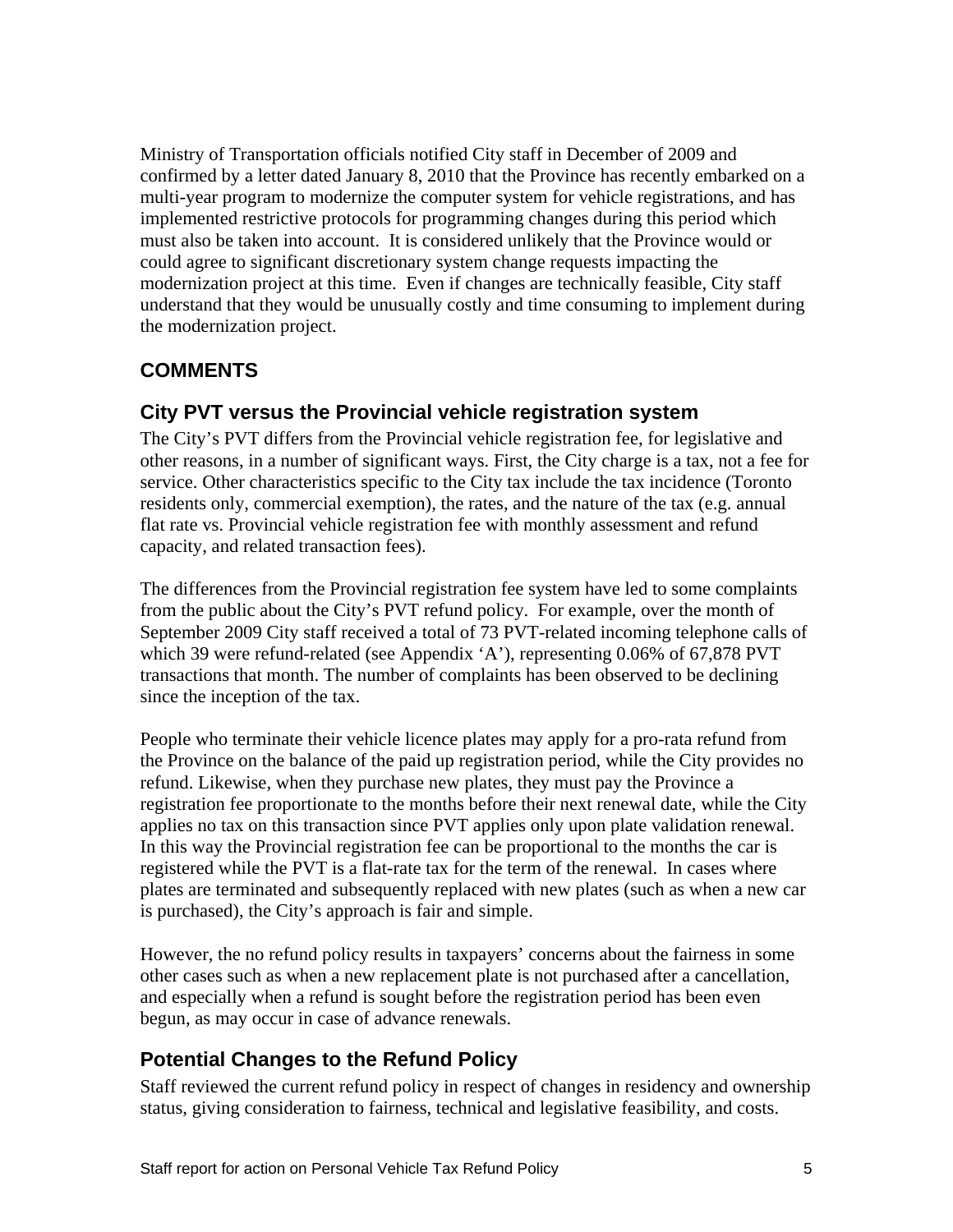Ministry of Transportation officials notified City staff in December of 2009 and confirmed by a letter dated January 8, 2010 that the Province has recently embarked on a multi-year program to modernize the computer system for vehicle registrations, and has implemented restrictive protocols for programming changes during this period which must also be taken into account. It is considered unlikely that the Province would or could agree to significant discretionary system change requests impacting the modernization project at this time. Even if changes are technically feasible, City staff understand that they would be unusually costly and time consuming to implement during the modernization project.

## COMMENTS

### City PVT versus the Provincial vehicle registration system

The City's PVT differs from the Provincial vehicle registration fee, for legislative and other reasons, in a number of significant ways. First, the City charge is a tax, not a fee for service. Other characteristics specific to the City tax include the tax incidence (Toronto residents only, commercial exemption), the rates, and the nature of the tax (e.g. annual flat rate vs. Provincial vehicle registration fee with monthly assessment and refund capacity, and related transaction fees).

The differences from the Provincial registration fee system have led to some complaints from the public about the City's PVT refund policy. For example, over the month of September 2009 City staff received a total of 73 PVT-related incoming telephone calls of which 39 were refund-related (see Appendix 'A'), representing 0.06% of 67,878 PVT transactions that month. The number of complaints has been observed to be declining since the inception of the tax.

People who terminate their vehicle licence plates may apply for a pro-rata refund from the Province on the balance of the paid up registration period, while the City provides no refund. Likewise, when they purchase new plates, they must pay the Province a registration fee proportionate to the months before their next renewal date, while the City applies no tax on this transaction since PVT applies only upon plate validation renewal. In this way the Provincial registration fee can be proportional to the months the car is registered while the PVT is a flat-rate tax for the term of the renewal. In cases where plates are terminated and subsequently replaced with new plates (such as when a new car is purchased), the City's approach is fair and simple.

However, the no refund policy results in taxpayers' concerns about the fairness in some other cases such as when a new replacement plate is not purchased after a cancellation, and especially when a refund is sought before the registration period has been even begun, as may occur in case of advance renewals.

### Potential Changes to the Refund Policy

Staff reviewed the current refund policy in respect of changes in residency and ownership status, giving consideration to fairness, technical and legislative feasibility, and costs.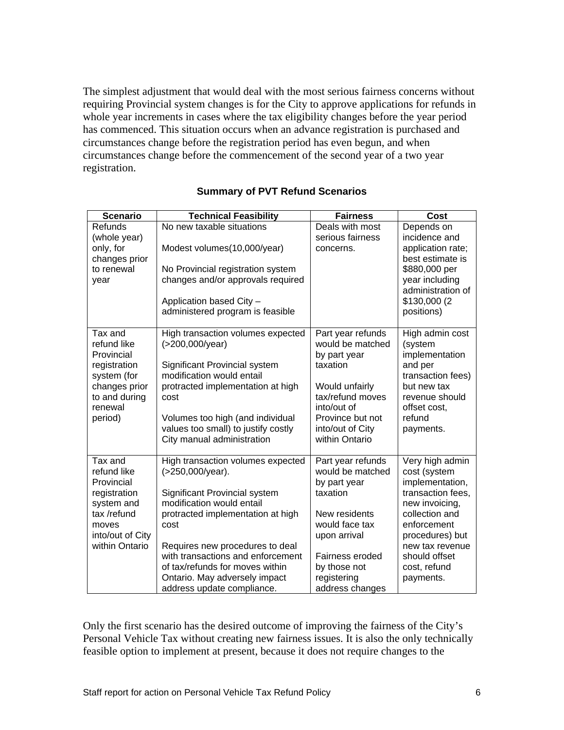The simplest adjustment that would deal with the most serious fairness concerns without requiring Provincial system changes is for the City to approve applications for refunds in whole year increments in cases where the tax eligibility changes before the year period has commenced. This situation occurs when an advance registration is purchased and circumstances change before the registration period has even begun, and when circumstances change before the commencement of the second year of a two year registration.

**Summary of PVT Refund Scenarios**

| Scenario | Technical Feasibility | Fairness | Cost |
|---|---|---|---|
| Refunds (whole year) only, for changes prior to renewal year | No new taxable situations<br><br>Modest volumes(10,000/year)<br><br>No Provincial registration system changes and/or approvals required<br><br>Application based City – administered program is feasible | Deals with most serious fairness concerns. | Depends on incidence and application rate; best estimate is \$880,000 per year including administration of \$130,000 (2 positions) |
| Tax and refund like Provincial registration system (for changes prior to and during renewal period) | High transaction volumes expected (>200,000/year)<br><br>Significant Provincial system modification would entail protracted implementation at high cost<br><br>Volumes too high (and individual values too small) to justify costly City manual administration | Part year refunds would be matched by part year taxation<br><br>Would unfairly tax/refund moves into/out of Province but not into/out of City within Ontario | High admin cost (system implementation and per transaction fees) but new tax revenue should offset cost, refund payments. |
| Tax and refund like Provincial registration system and tax /refund moves into/out of City within Ontario | High transaction volumes expected (>250,000/year).<br><br>Significant Provincial system modification would entail protracted implementation at high cost<br><br>Requires new procedures to deal with transactions and enforcement of tax/refunds for moves within Ontario. May adversely impact address update compliance. | Part year refunds would be matched by part year taxation<br><br>New residents would face tax upon arrival<br><br>Fairness eroded by those not registering address changes | Very high admin cost (system implementation, transaction fees, new invoicing, collection and enforcement procedures) but new tax revenue should offset cost, refund payments. |

Only the first scenario has the desired outcome of improving the fairness of the City's Personal Vehicle Tax without creating new fairness issues. It is also the only technically feasible option to implement at present, because it does not require changes to the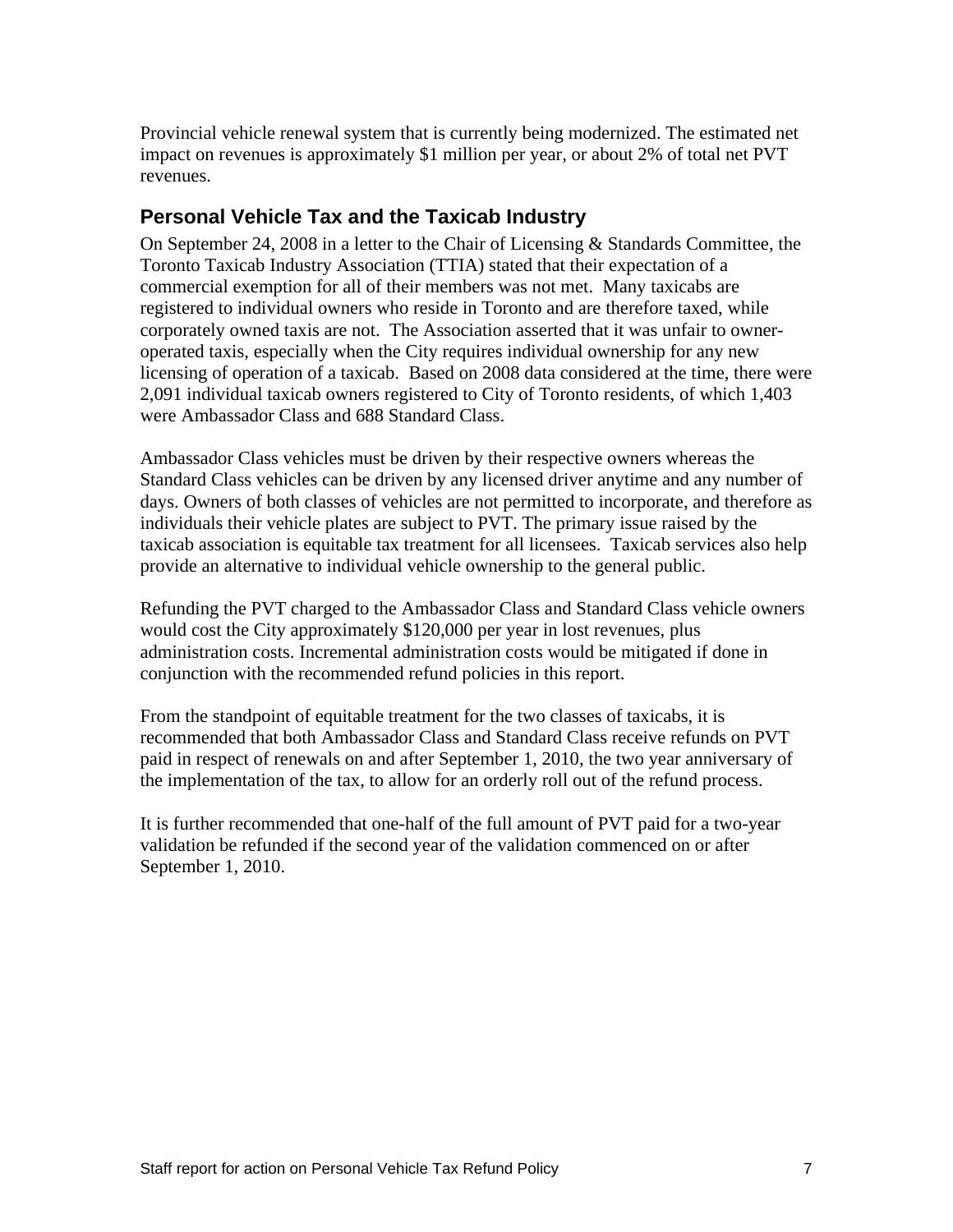Provincial vehicle renewal system that is currently being modernized. The estimated net impact on revenues is approximately $1 million per year, or about 2% of total net PVT revenues.

## Personal Vehicle Tax and the Taxicab Industry

On September 24, 2008 in a letter to the Chair of Licensing & Standards Committee, the Toronto Taxicab Industry Association (TTIA) stated that their expectation of a commercial exemption for all of their members was not met. Many taxicabs are registered to individual owners who reside in Toronto and are therefore taxed, while corporately owned taxis are not. The Association asserted that it was unfair to owner-operated taxis, especially when the City requires individual ownership for any new licensing of operation of a taxicab. Based on 2008 data considered at the time, there were 2,091 individual taxicab owners registered to City of Toronto residents, of which 1,403 were Ambassador Class and 688 Standard Class.

Ambassador Class vehicles must be driven by their respective owners whereas the Standard Class vehicles can be driven by any licensed driver anytime and any number of days. Owners of both classes of vehicles are not permitted to incorporate, and therefore as individuals their vehicle plates are subject to PVT. The primary issue raised by the taxicab association is equitable tax treatment for all licensees. Taxicab services also help provide an alternative to individual vehicle ownership to the general public.

Refunding the PVT charged to the Ambassador Class and Standard Class vehicle owners would cost the City approximately $120,000 per year in lost revenues, plus administration costs. Incremental administration costs would be mitigated if done in conjunction with the recommended refund policies in this report.

From the standpoint of equitable treatment for the two classes of taxicabs, it is recommended that both Ambassador Class and Standard Class receive refunds on PVT paid in respect of renewals on and after September 1, 2010, the two year anniversary of the implementation of the tax, to allow for an orderly roll out of the refund process.

It is further recommended that one-half of the full amount of PVT paid for a two-year validation be refunded if the second year of the validation commenced on or after September 1, 2010.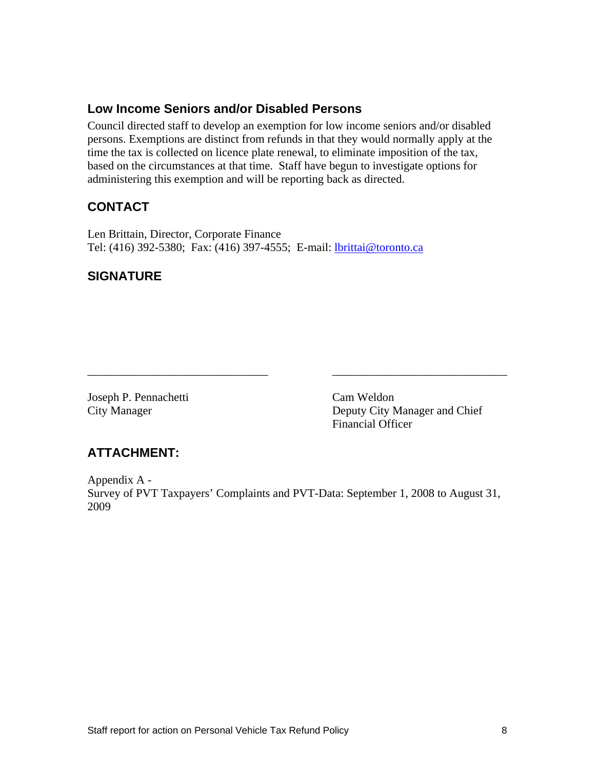## Low Income Seniors and/or Disabled Persons

Council directed staff to develop an exemption for low income seniors and/or disabled persons. Exemptions are distinct from refunds in that they would normally apply at the time the tax is collected on licence plate renewal, to eliminate imposition of the tax, based on the circumstances at that time. Staff have begun to investigate options for administering this exemption and will be reporting back as directed.

## CONTACT

Len Brittain, Director, Corporate Finance
Tel: (416) 392-5380; Fax: (416) 397-4555; E-mail: lbrittai@toronto.ca

## SIGNATURE

_______________________________

Joseph P. Pennachetti
City Manager

_______________________________

Cam Weldon
Deputy City Manager and Chief Financial Officer

## ATTACHMENT:

Appendix A -
Survey of PVT Taxpayers' Complaints and PVT-Data: September 1, 2008 to August 31, 2009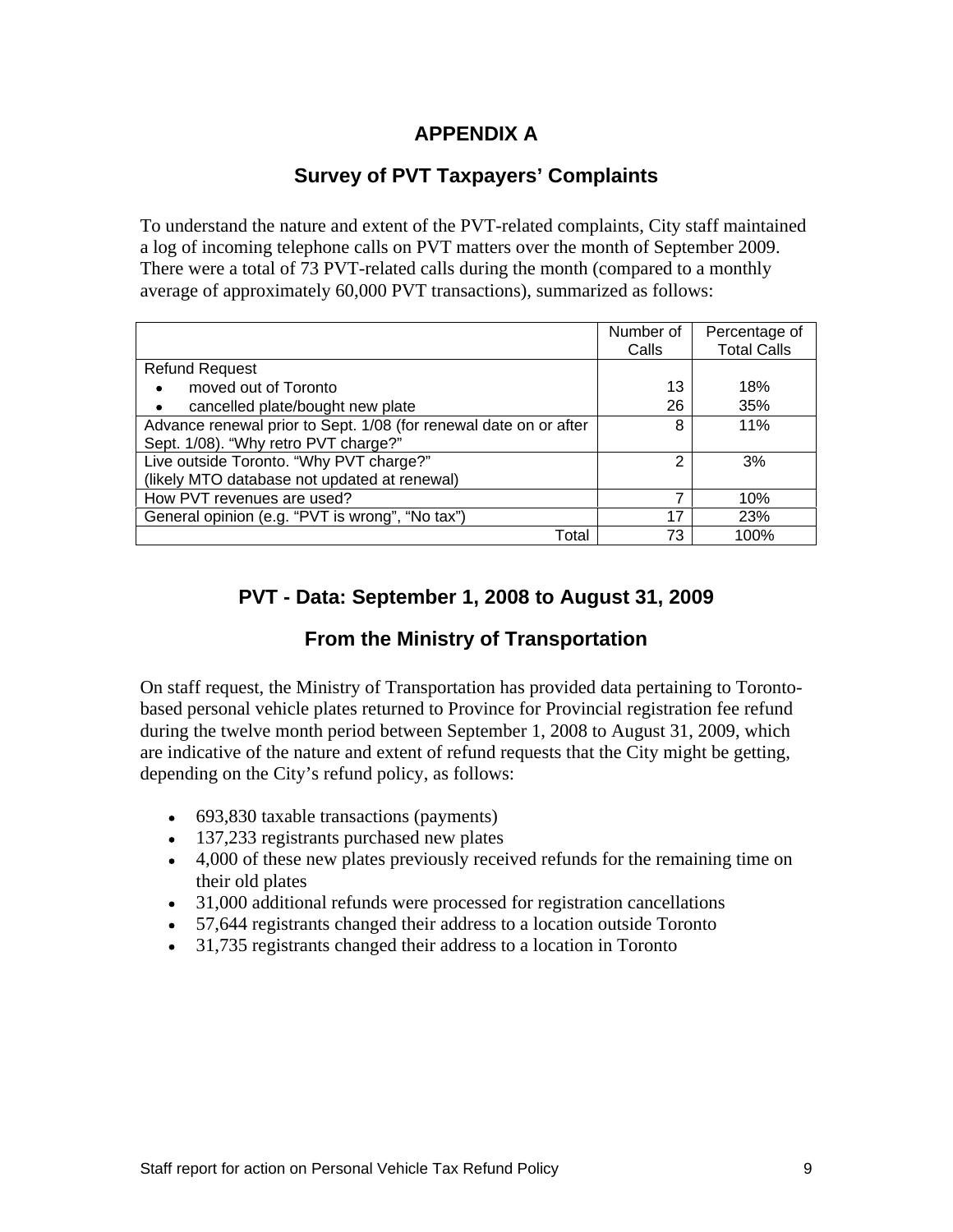# APPENDIX A

## Survey of PVT Taxpayers' Complaints

To understand the nature and extent of the PVT-related complaints, City staff maintained a log of incoming telephone calls on PVT matters over the month of September 2009. There were a total of 73 PVT-related calls during the month (compared to a monthly average of approximately 60,000 PVT transactions), summarized as follows:

| | Number of Calls | Percentage of Total Calls |
|---|---|---|
| Refund Request | | |
| • moved out of Toronto | 13 | 18% |
| • cancelled plate/bought new plate | 26 | 35% |
| Advance renewal prior to Sept. 1/08 (for renewal date on or after Sept. 1/08). "Why retro PVT charge?" | 8 | 11% |
| Live outside Toronto. "Why PVT charge?" (likely MTO database not updated at renewal) | 2 | 3% |
| How PVT revenues are used? | 7 | 10% |
| General opinion (e.g. "PVT is wrong", "No tax") | 17 | 23% |
| Total | 73 | 100% |

## PVT - Data: September 1, 2008 to August 31, 2009

## From the Ministry of Transportation

On staff request, the Ministry of Transportation has provided data pertaining to Toronto-based personal vehicle plates returned to Province for Provincial registration fee refund during the twelve month period between September 1, 2008 to August 31, 2009, which are indicative of the nature and extent of refund requests that the City might be getting, depending on the City's refund policy, as follows:

- 693,830 taxable transactions (payments)
- 137,233 registrants purchased new plates
- 4,000 of these new plates previously received refunds for the remaining time on their old plates
- 31,000 additional refunds were processed for registration cancellations
- 57,644 registrants changed their address to a location outside Toronto
- 31,735 registrants changed their address to a location in Toronto